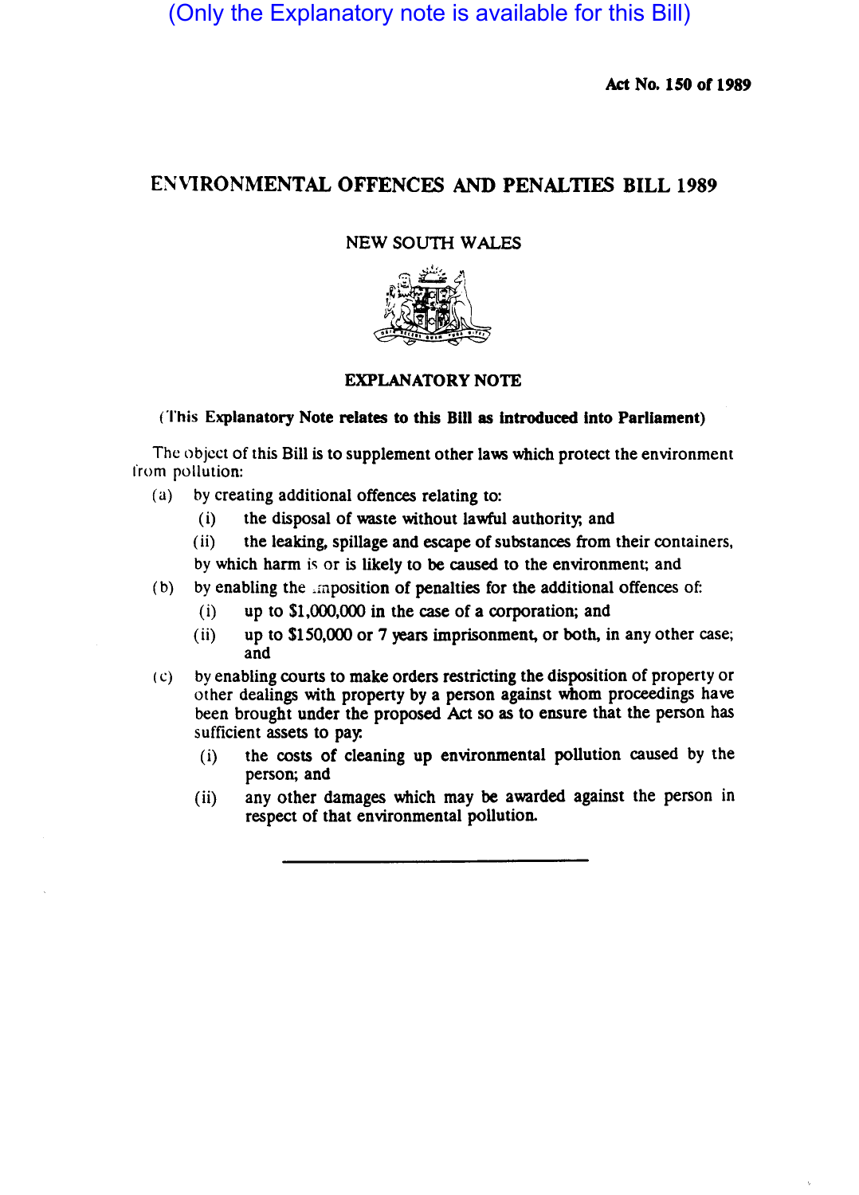(Only the Explanatory note is available for this Bill)

**Act No. 150 of 1989**

# ENVIRONMENTAL OFFENCES AND PENALTIES BILL 1989

NEW SOUTH WALES

## EXPLANATORY NOTE

**(This Explanatory Note relates to this Bill as introduced into Parliament)**

The object of this Bill is to supplement other laws which protect the environment from pollution:

(a) by creating additional offences relating to:

 (i) the disposal of waste without lawful authority; and

 (ii) the leaking, spillage and escape of substances from their containers,

 by which harm is or is likely to be caused to the environment; and

(b) by enabling the imposition of penalties for the additional offences of:

 (i) up to $1,000,000 in the case of a corporation; and

 (ii) up to $150,000 or 7 years imprisonment, or both, in any other case; and

(c) by enabling courts to make orders restricting the disposition of property or other dealings with property by a person against whom proceedings have been brought under the proposed Act so as to ensure that the person has sufficient assets to pay:

 (i) the costs of cleaning up environmental pollution caused by the person; and

 (ii) any other damages which may be awarded against the person in respect of that environmental pollution.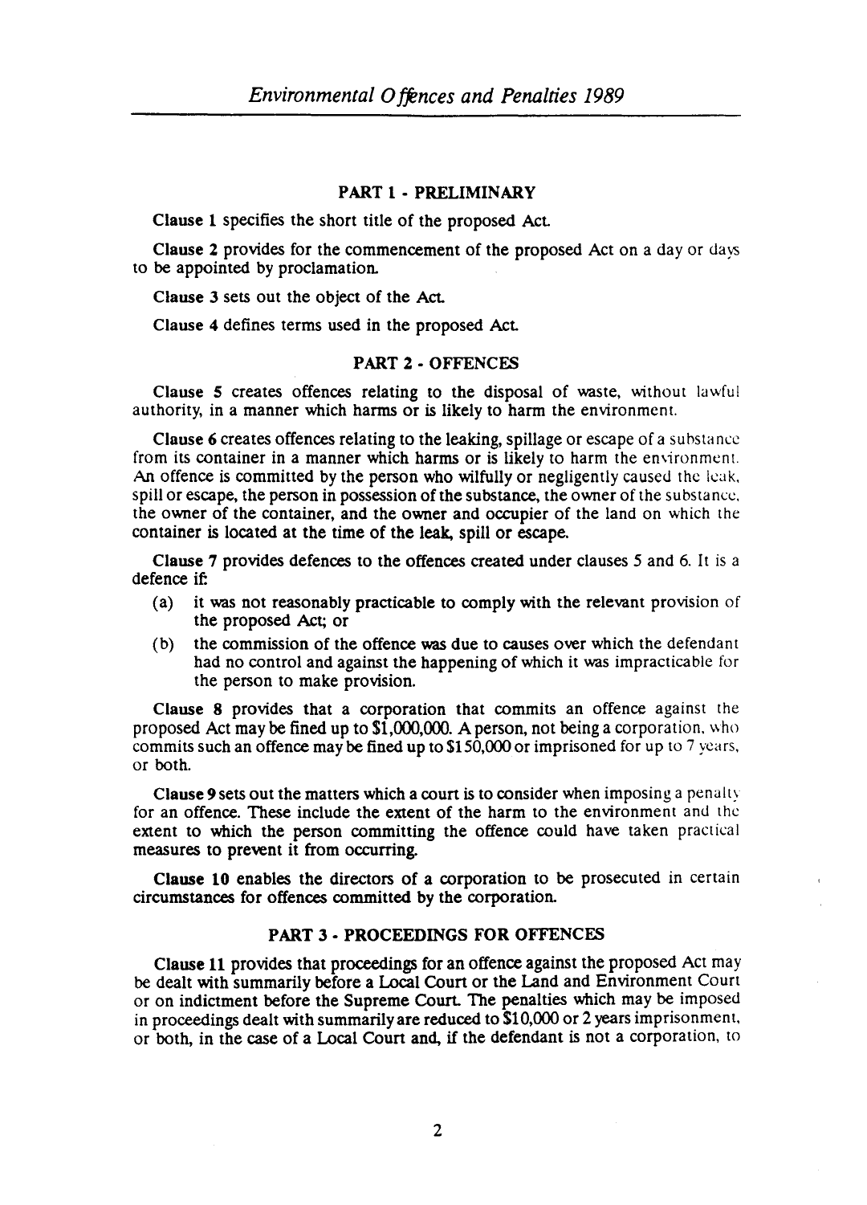## PART 1 - PRELIMINARY

**Clause 1** specifies the short title of the proposed Act.

**Clause 2** provides for the commencement of the proposed Act on a day or days to be appointed by proclamation.

**Clause 3** sets out the object of the Act.

**Clause 4** defines terms used in the proposed Act.

## PART 2 - OFFENCES

**Clause 5** creates offences relating to the disposal of waste, without lawful authority, in a manner which harms or is likely to harm the environment.

**Clause 6** creates offences relating to the leaking, spillage or escape of a substance from its container in a manner which harms or is likely to harm the environment. An offence is committed by the person who wilfully or negligently caused the leak, spill or escape, the person in possession of the substance, the owner of the substance, the owner of the container, and the owner and occupier of the land on which the container is located at the time of the leak, spill or escape.

**Clause 7** provides defences to the offences created under clauses 5 and 6. It is a defence if:

- (a) it was not reasonably practicable to comply with the relevant provision of the proposed Act; or
- (b) the commission of the offence was due to causes over which the defendant had no control and against the happening of which it was impracticable for the person to make provision.

**Clause 8** provides that a corporation that commits an offence against the proposed Act may be fined up to $1,000,000. A person, not being a corporation, who commits such an offence may be fined up to $150,000 or imprisoned for up to 7 years, or both.

**Clause 9** sets out the matters which a court is to consider when imposing a penalty for an offence. These include the extent of the harm to the environment and the extent to which the person committing the offence could have taken practical measures to prevent it from occurring.

**Clause 10** enables the directors of a corporation to be prosecuted in certain circumstances for offences committed by the corporation.

## PART 3 - PROCEEDINGS FOR OFFENCES

**Clause 11** provides that proceedings for an offence against the proposed Act may be dealt with summarily before a Local Court or the Land and Environment Court or on indictment before the Supreme Court. The penalties which may be imposed in proceedings dealt with summarily are reduced to $10,000 or 2 years imprisonment, or both, in the case of a Local Court and, if the defendant is not a corporation, to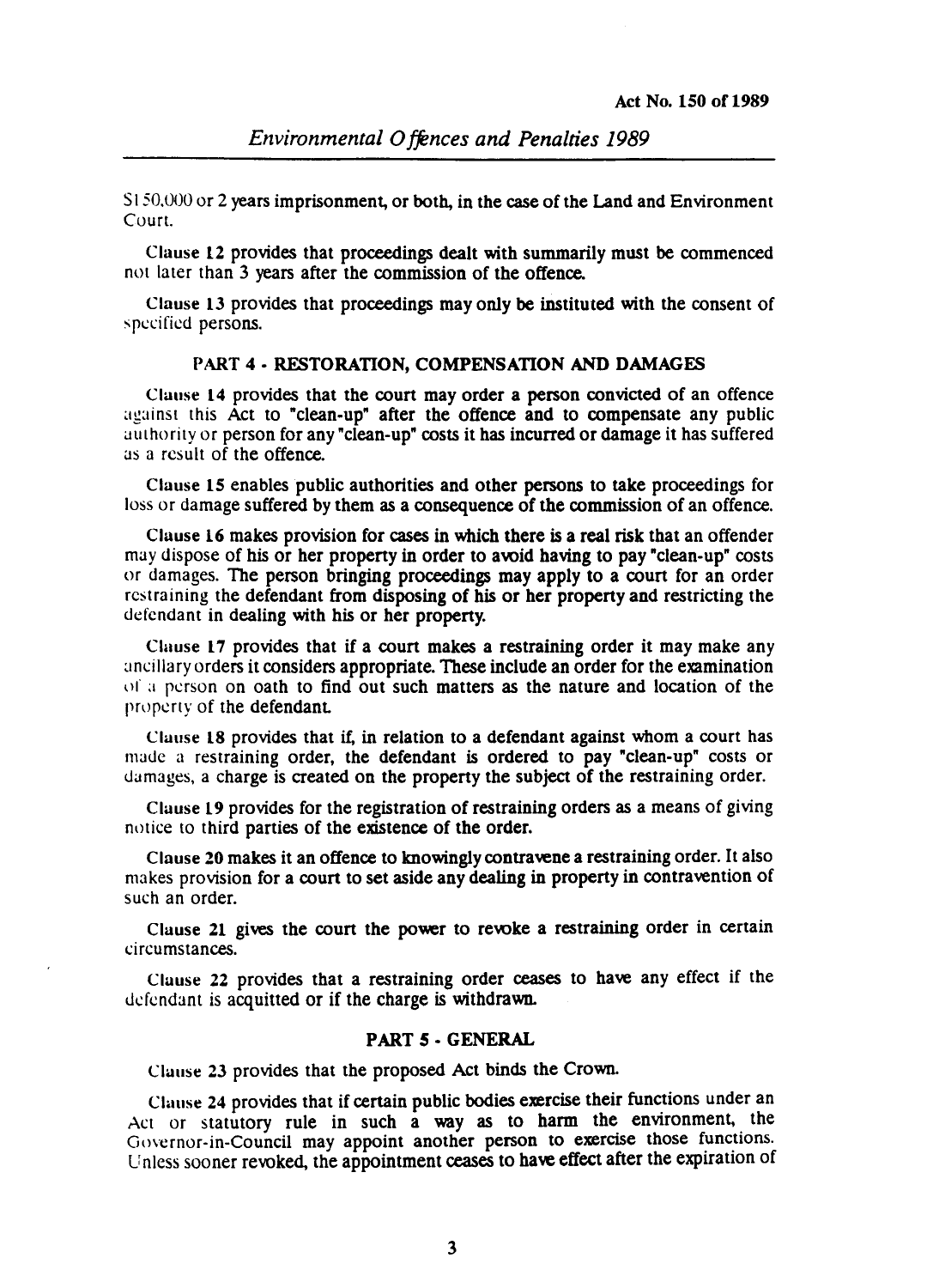$150,000 or 2 years imprisonment, or both, in the case of the Land and Environment Court.

Clause 12 provides that proceedings dealt with summarily must be commenced not later than 3 years after the commission of the offence.

Clause 13 provides that proceedings may only be instituted with the consent of specified persons.

## PART 4 - RESTORATION, COMPENSATION AND DAMAGES

Clause 14 provides that the court may order a person convicted of an offence against this Act to "clean-up" after the offence and to compensate any public authority or person for any "clean-up" costs it has incurred or damage it has suffered as a result of the offence.

Clause 15 enables public authorities and other persons to take proceedings for loss or damage suffered by them as a consequence of the commission of an offence.

Clause 16 makes provision for cases in which there is a real risk that an offender may dispose of his or her property in order to avoid having to pay "clean-up" costs or damages. The person bringing proceedings may apply to a court for an order restraining the defendant from disposing of his or her property and restricting the defendant in dealing with his or her property.

Clause 17 provides that if a court makes a restraining order it may make any ancillary orders it considers appropriate. These include an order for the examination of a person on oath to find out such matters as the nature and location of the property of the defendant.

Clause 18 provides that if, in relation to a defendant against whom a court has made a restraining order, the defendant is ordered to pay "clean-up" costs or damages, a charge is created on the property the subject of the restraining order.

Clause 19 provides for the registration of restraining orders as a means of giving notice to third parties of the existence of the order.

Clause 20 makes it an offence to knowingly contravene a restraining order. It also makes provision for a court to set aside any dealing in property in contravention of such an order.

Clause 21 gives the court the power to revoke a restraining order in certain circumstances.

Clause 22 provides that a restraining order ceases to have any effect if the defendant is acquitted or if the charge is withdrawn.

## PART 5 - GENERAL

Clause 23 provides that the proposed Act binds the Crown.

Clause 24 provides that if certain public bodies exercise their functions under an Act or statutory rule in such a way as to harm the environment, the Governor-in-Council may appoint another person to exercise those functions. Unless sooner revoked, the appointment ceases to have effect after the expiration of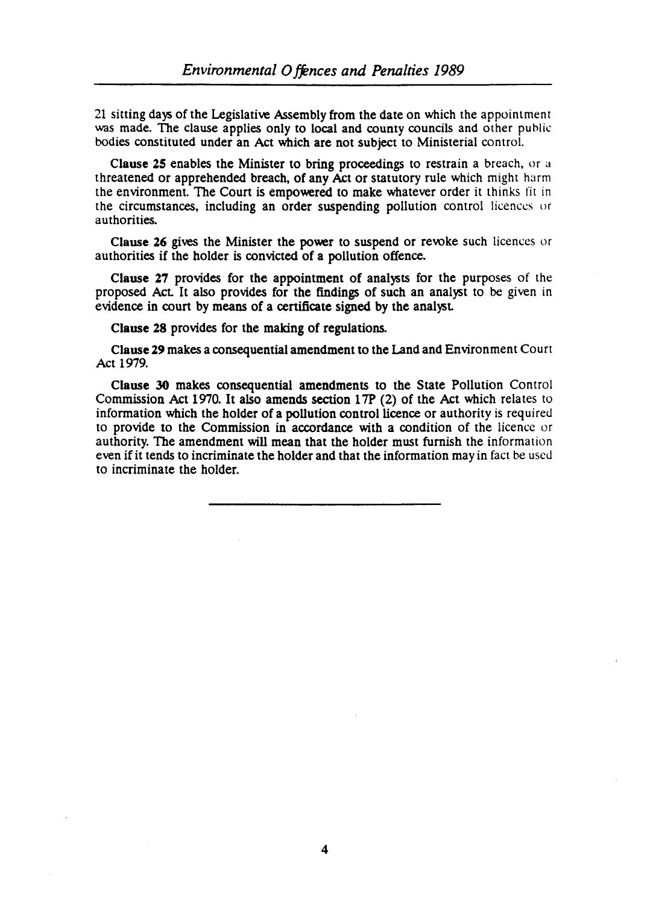21 sitting days of the Legislative Assembly from the date on which the appointment was made. The clause applies only to local and county councils and other public bodies constituted under an Act which are not subject to Ministerial control.

**Clause 25** enables the Minister to bring proceedings to restrain a breach, or a threatened or apprehended breach, of any Act or statutory rule which might harm the environment. The Court is empowered to make whatever order it thinks fit in the circumstances, including an order suspending pollution control licences or authorities.

**Clause 26** gives the Minister the power to suspend or revoke such licences or authorities if the holder is convicted of a pollution offence.

**Clause 27** provides for the appointment of analysts for the purposes of the proposed Act. It also provides for the findings of such an analyst to be given in evidence in court by means of a certificate signed by the analyst.

**Clause 28** provides for the making of regulations.

**Clause 29** makes a consequential amendment to the Land and Environment Court Act 1979.

**Clause 30** makes consequential amendments to the State Pollution Control Commission Act 1970. It also amends section 17P (2) of the Act which relates to information which the holder of a pollution control licence or authority is required to provide to the Commission in accordance with a condition of the licence or authority. The amendment will mean that the holder must furnish the information even if it tends to incriminate the holder and that the information may in fact be used to incriminate the holder.